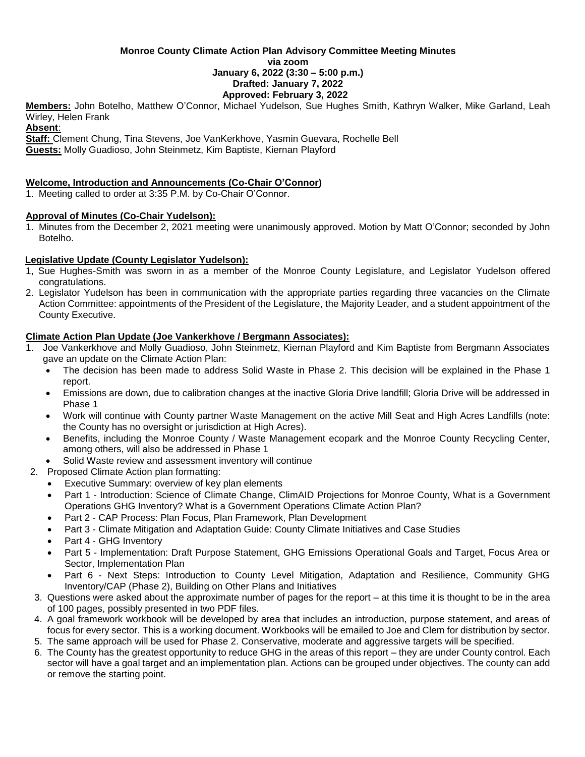**Monroe County Climate Action Plan Advisory Committee Meeting Minutes**
**via zoom**
**January 6, 2022 (3:30 – 5:00 p.m.)**
**Drafted: January 7, 2022**
**Approved: February 3, 2022**

**Members:** John Botelho, Matthew O'Connor, Michael Yudelson, Sue Hughes Smith, Kathryn Walker, Mike Garland, Leah Wirley, Helen Frank
**Absent**:
**Staff:** Clement Chung, Tina Stevens, Joe VanKerkhove, Yasmin Guevara, Rochelle Bell
**Guests:** Molly Guadioso, John Steinmetz, Kim Baptiste, Kiernan Playford

**Welcome, Introduction and Announcements (Co-Chair O'Connor)**

1. Meeting called to order at 3:35 P.M. by Co-Chair O'Connor.

**Approval of Minutes (Co-Chair Yudelson):**

1. Minutes from the December 2, 2021 meeting were unanimously approved. Motion by Matt O'Connor; seconded by John Botelho.

**Legislative Update (County Legislator Yudelson):**

1, Sue Hughes-Smith was sworn in as a member of the Monroe County Legislature, and Legislator Yudelson offered congratulations.

2. Legislator Yudelson has been in communication with the appropriate parties regarding three vacancies on the Climate Action Committee: appointments of the President of the Legislature, the Majority Leader, and a student appointment of the County Executive.

**Climate Action Plan Update (Joe Vankerkhove / Bergmann Associates):**

1. Joe Vankerkhove and Molly Guadioso, John Steinmetz, Kiernan Playford and Kim Baptiste from Bergmann Associates gave an update on the Climate Action Plan:
   - The decision has been made to address Solid Waste in Phase 2. This decision will be explained in the Phase 1 report.
   - Emissions are down, due to calibration changes at the inactive Gloria Drive landfill; Gloria Drive will be addressed in Phase 1
   - Work will continue with County partner Waste Management on the active Mill Seat and High Acres Landfills (note: the County has no oversight or jurisdiction at High Acres).
   - Benefits, including the Monroe County / Waste Management ecopark and the Monroe County Recycling Center, among others, will also be addressed in Phase 1
   - Solid Waste review and assessment inventory will continue
2. Proposed Climate Action plan formatting:
   - Executive Summary: overview of key plan elements
   - Part 1 - Introduction: Science of Climate Change, ClimAID Projections for Monroe County, What is a Government Operations GHG Inventory? What is a Government Operations Climate Action Plan?
   - Part 2 - CAP Process: Plan Focus, Plan Framework, Plan Development
   - Part 3 - Climate Mitigation and Adaptation Guide: County Climate Initiatives and Case Studies
   - Part 4 - GHG Inventory
   - Part 5 - Implementation: Draft Purpose Statement, GHG Emissions Operational Goals and Target, Focus Area or Sector, Implementation Plan
   - Part 6 - Next Steps: Introduction to County Level Mitigation, Adaptation and Resilience, Community GHG Inventory/CAP (Phase 2), Building on Other Plans and Initiatives
3. Questions were asked about the approximate number of pages for the report – at this time it is thought to be in the area of 100 pages, possibly presented in two PDF files.
4. A goal framework workbook will be developed by area that includes an introduction, purpose statement, and areas of focus for every sector. This is a working document. Workbooks will be emailed to Joe and Clem for distribution by sector.
5. The same approach will be used for Phase 2. Conservative, moderate and aggressive targets will be specified.
6. The County has the greatest opportunity to reduce GHG in the areas of this report – they are under County control. Each sector will have a goal target and an implementation plan. Actions can be grouped under objectives. The county can add or remove the starting point.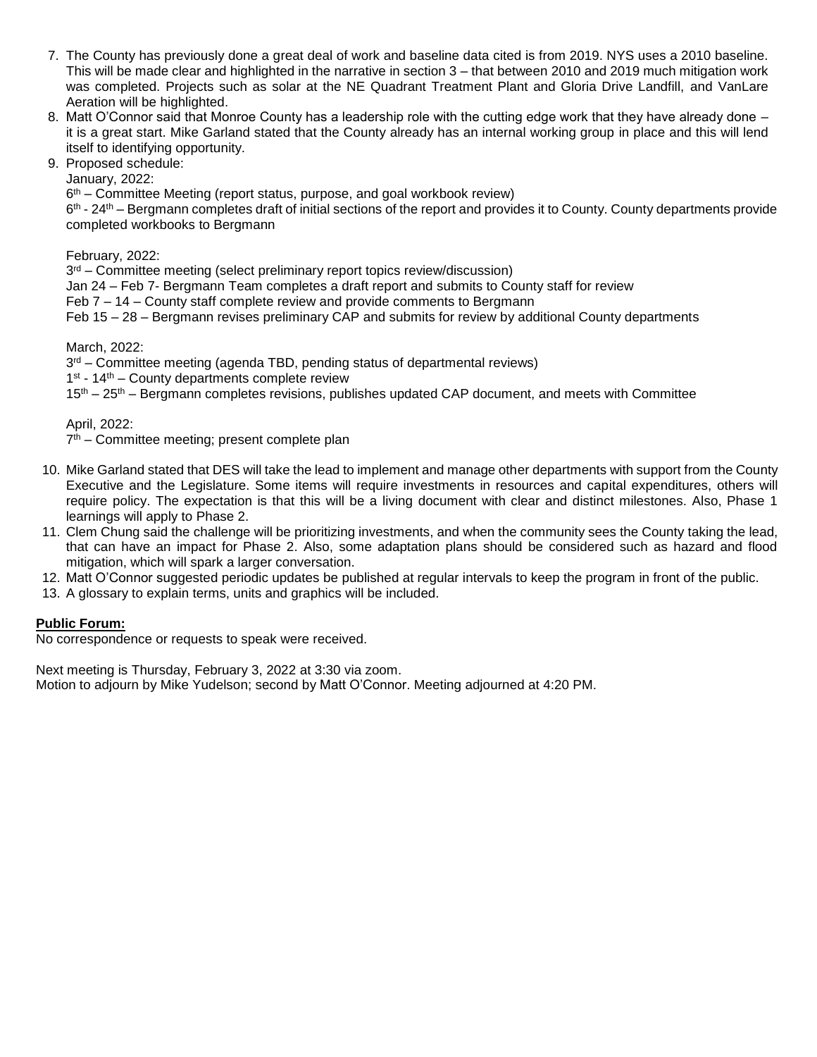7. The County has previously done a great deal of work and baseline data cited is from 2019. NYS uses a 2010 baseline. This will be made clear and highlighted in the narrative in section 3 – that between 2010 and 2019 much mitigation work was completed. Projects such as solar at the NE Quadrant Treatment Plant and Gloria Drive Landfill, and VanLare Aeration will be highlighted.
8. Matt O'Connor said that Monroe County has a leadership role with the cutting edge work that they have already done – it is a great start. Mike Garland stated that the County already has an internal working group in place and this will lend itself to identifying opportunity.
9. Proposed schedule:

   January, 2022:
   6th – Committee Meeting (report status, purpose, and goal workbook review)
   6th - 24th – Bergmann completes draft of initial sections of the report and provides it to County. County departments provide completed workbooks to Bergmann

   February, 2022:
   3rd – Committee meeting (select preliminary report topics review/discussion)
   Jan 24 – Feb 7- Bergmann Team completes a draft report and submits to County staff for review
   Feb 7 – 14 – County staff complete review and provide comments to Bergmann
   Feb 15 – 28 – Bergmann revises preliminary CAP and submits for review by additional County departments

   March, 2022:
   3rd – Committee meeting (agenda TBD, pending status of departmental reviews)
   1st - 14th – County departments complete review
   15th – 25th – Bergmann completes revisions, publishes updated CAP document, and meets with Committee

   April, 2022:
   7th – Committee meeting; present complete plan
10. Mike Garland stated that DES will take the lead to implement and manage other departments with support from the County Executive and the Legislature. Some items will require investments in resources and capital expenditures, others will require policy. The expectation is that this will be a living document with clear and distinct milestones. Also, Phase 1 learnings will apply to Phase 2.
11. Clem Chung said the challenge will be prioritizing investments, and when the community sees the County taking the lead, that can have an impact for Phase 2. Also, some adaptation plans should be considered such as hazard and flood mitigation, which will spark a larger conversation.
12. Matt O'Connor suggested periodic updates be published at regular intervals to keep the program in front of the public.
13. A glossary to explain terms, units and graphics will be included.

**Public Forum:**
No correspondence or requests to speak were received.

Next meeting is Thursday, February 3, 2022 at 3:30 via zoom.
Motion to adjourn by Mike Yudelson; second by Matt O'Connor. Meeting adjourned at 4:20 PM.